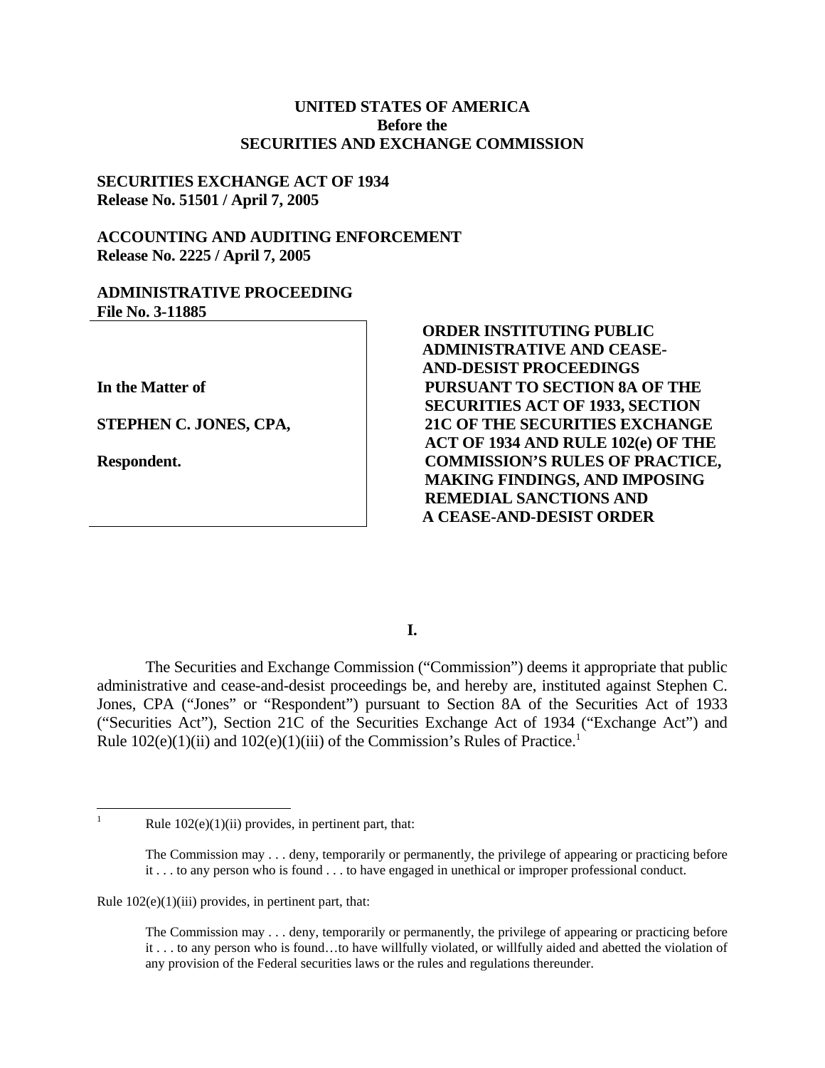**UNITED STATES OF AMERICA**
**Before the**
**SECURITIES AND EXCHANGE COMMISSION**

**SECURITIES EXCHANGE ACT OF 1934**
**Release No. 51501 / April 7, 2005**

**ACCOUNTING AND AUDITING ENFORCEMENT**
**Release No. 2225 / April 7, 2005**

**ADMINISTRATIVE PROCEEDING**
**File No. 3-11885**

**In the Matter of**

**STEPHEN C. JONES, CPA,**

**Respondent.**

**ORDER INSTITUTING PUBLIC ADMINISTRATIVE AND CEASE-AND-DESIST PROCEEDINGS PURSUANT TO SECTION 8A OF THE SECURITIES ACT OF 1933, SECTION 21C OF THE SECURITIES EXCHANGE ACT OF 1934 AND RULE 102(e) OF THE COMMISSION'S RULES OF PRACTICE, MAKING FINDINGS, AND IMPOSING REMEDIAL SANCTIONS AND A CEASE-AND-DESIST ORDER**

## I.

The Securities and Exchange Commission ("Commission") deems it appropriate that public administrative and cease-and-desist proceedings be, and hereby are, instituted against Stephen C. Jones, CPA ("Jones" or "Respondent") pursuant to Section 8A of the Securities Act of 1933 ("Securities Act"), Section 21C of the Securities Exchange Act of 1934 ("Exchange Act") and Rule 102(e)(1)(ii) and 102(e)(1)(iii) of the Commission's Rules of Practice.[1]

---

[1] Rule 102(e)(1)(ii) provides, in pertinent part, that:

> The Commission may . . . deny, temporarily or permanently, the privilege of appearing or practicing before it . . . to any person who is found . . . to have engaged in unethical or improper professional conduct.

Rule 102(e)(1)(iii) provides, in pertinent part, that:

> The Commission may . . . deny, temporarily or permanently, the privilege of appearing or practicing before it . . . to any person who is found…to have willfully violated, or willfully aided and abetted the violation of any provision of the Federal securities laws or the rules and regulations thereunder.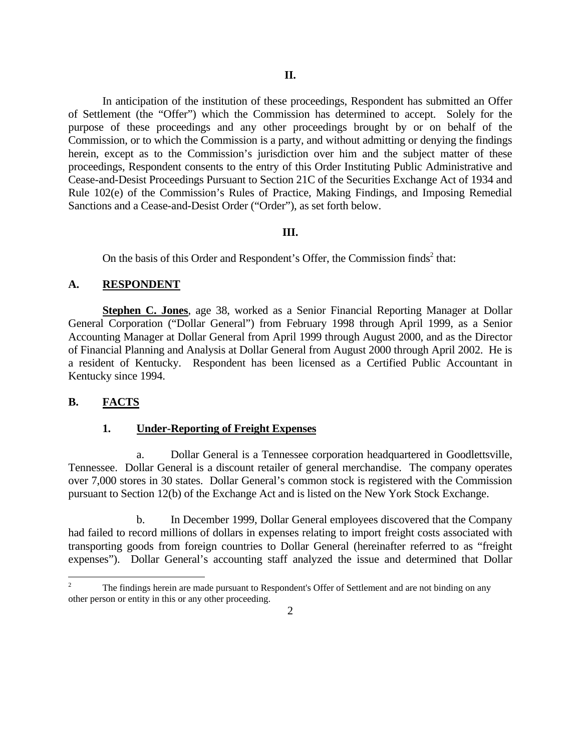## II.

In anticipation of the institution of these proceedings, Respondent has submitted an Offer of Settlement (the "Offer") which the Commission has determined to accept. Solely for the purpose of these proceedings and any other proceedings brought by or on behalf of the Commission, or to which the Commission is a party, and without admitting or denying the findings herein, except as to the Commission's jurisdiction over him and the subject matter of these proceedings, Respondent consents to the entry of this Order Instituting Public Administrative and Cease-and-Desist Proceedings Pursuant to Section 21C of the Securities Exchange Act of 1934 and Rule 102(e) of the Commission's Rules of Practice, Making Findings, and Imposing Remedial Sanctions and a Cease-and-Desist Order ("Order"), as set forth below.

## III.

On the basis of this Order and Respondent's Offer, the Commission finds[2] that:

### A. RESPONDENT

**Stephen C. Jones**, age 38, worked as a Senior Financial Reporting Manager at Dollar General Corporation ("Dollar General") from February 1998 through April 1999, as a Senior Accounting Manager at Dollar General from April 1999 through August 2000, and as the Director of Financial Planning and Analysis at Dollar General from August 2000 through April 2002. He is a resident of Kentucky. Respondent has been licensed as a Certified Public Accountant in Kentucky since 1994.

### B. FACTS

#### 1. Under-Reporting of Freight Expenses

a. Dollar General is a Tennessee corporation headquartered in Goodlettsville, Tennessee. Dollar General is a discount retailer of general merchandise. The company operates over 7,000 stores in 30 states. Dollar General's common stock is registered with the Commission pursuant to Section 12(b) of the Exchange Act and is listed on the New York Stock Exchange.

b. In December 1999, Dollar General employees discovered that the Company had failed to record millions of dollars in expenses relating to import freight costs associated with transporting goods from foreign countries to Dollar General (hereinafter referred to as "freight expenses"). Dollar General's accounting staff analyzed the issue and determined that Dollar

---

[2] The findings herein are made pursuant to Respondent's Offer of Settlement and are not binding on any other person or entity in this or any other proceeding.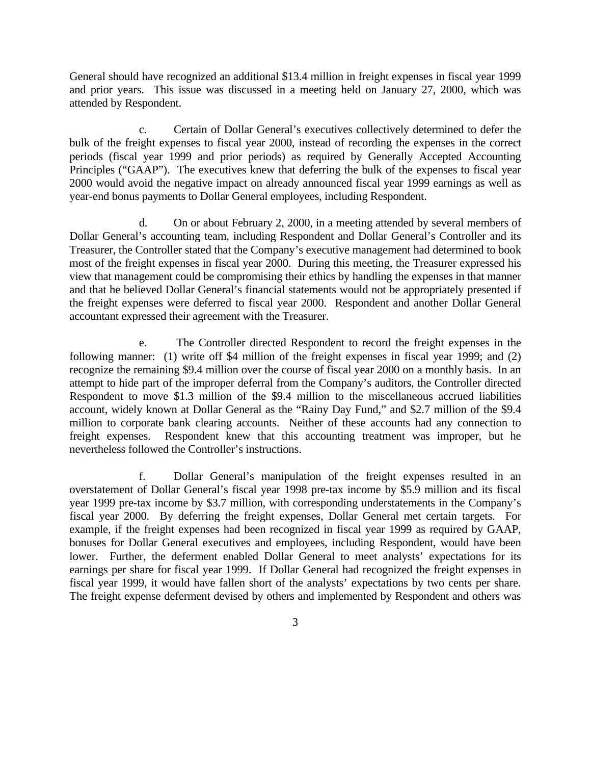General should have recognized an additional $13.4 million in freight expenses in fiscal year 1999 and prior years. This issue was discussed in a meeting held on January 27, 2000, which was attended by Respondent.

c. Certain of Dollar General's executives collectively determined to defer the bulk of the freight expenses to fiscal year 2000, instead of recording the expenses in the correct periods (fiscal year 1999 and prior periods) as required by Generally Accepted Accounting Principles ("GAAP"). The executives knew that deferring the bulk of the expenses to fiscal year 2000 would avoid the negative impact on already announced fiscal year 1999 earnings as well as year-end bonus payments to Dollar General employees, including Respondent.

d. On or about February 2, 2000, in a meeting attended by several members of Dollar General's accounting team, including Respondent and Dollar General's Controller and its Treasurer, the Controller stated that the Company's executive management had determined to book most of the freight expenses in fiscal year 2000. During this meeting, the Treasurer expressed his view that management could be compromising their ethics by handling the expenses in that manner and that he believed Dollar General's financial statements would not be appropriately presented if the freight expenses were deferred to fiscal year 2000. Respondent and another Dollar General accountant expressed their agreement with the Treasurer.

e. The Controller directed Respondent to record the freight expenses in the following manner: (1) write off $4 million of the freight expenses in fiscal year 1999; and (2) recognize the remaining $9.4 million over the course of fiscal year 2000 on a monthly basis. In an attempt to hide part of the improper deferral from the Company's auditors, the Controller directed Respondent to move $1.3 million of the $9.4 million to the miscellaneous accrued liabilities account, widely known at Dollar General as the "Rainy Day Fund," and $2.7 million of the $9.4 million to corporate bank clearing accounts. Neither of these accounts had any connection to freight expenses. Respondent knew that this accounting treatment was improper, but he nevertheless followed the Controller's instructions.

f. Dollar General's manipulation of the freight expenses resulted in an overstatement of Dollar General's fiscal year 1998 pre-tax income by $5.9 million and its fiscal year 1999 pre-tax income by $3.7 million, with corresponding understatements in the Company's fiscal year 2000. By deferring the freight expenses, Dollar General met certain targets. For example, if the freight expenses had been recognized in fiscal year 1999 as required by GAAP, bonuses for Dollar General executives and employees, including Respondent, would have been lower. Further, the deferment enabled Dollar General to meet analysts' expectations for its earnings per share for fiscal year 1999. If Dollar General had recognized the freight expenses in fiscal year 1999, it would have fallen short of the analysts' expectations by two cents per share. The freight expense deferment devised by others and implemented by Respondent and others was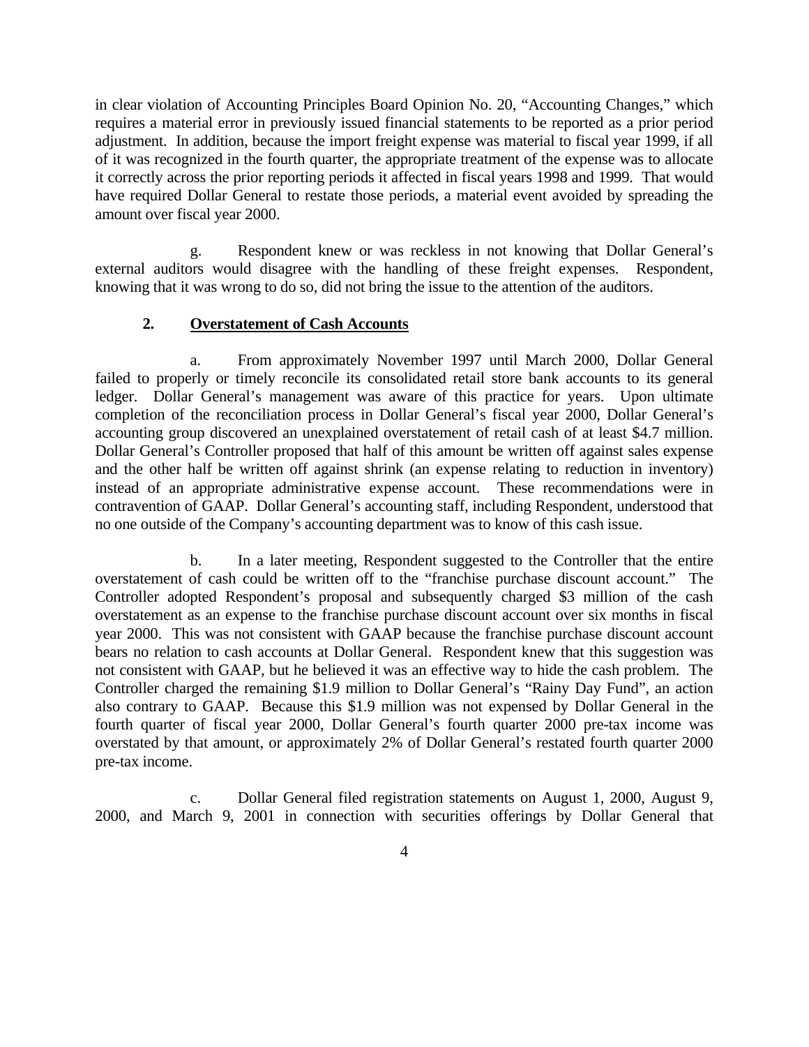in clear violation of Accounting Principles Board Opinion No. 20, "Accounting Changes," which requires a material error in previously issued financial statements to be reported as a prior period adjustment. In addition, because the import freight expense was material to fiscal year 1999, if all of it was recognized in the fourth quarter, the appropriate treatment of the expense was to allocate it correctly across the prior reporting periods it affected in fiscal years 1998 and 1999. That would have required Dollar General to restate those periods, a material event avoided by spreading the amount over fiscal year 2000.

g. Respondent knew or was reckless in not knowing that Dollar General's external auditors would disagree with the handling of these freight expenses. Respondent, knowing that it was wrong to do so, did not bring the issue to the attention of the auditors.

**2. Overstatement of Cash Accounts**

a. From approximately November 1997 until March 2000, Dollar General failed to properly or timely reconcile its consolidated retail store bank accounts to its general ledger. Dollar General's management was aware of this practice for years. Upon ultimate completion of the reconciliation process in Dollar General's fiscal year 2000, Dollar General's accounting group discovered an unexplained overstatement of retail cash of at least $4.7 million. Dollar General's Controller proposed that half of this amount be written off against sales expense and the other half be written off against shrink (an expense relating to reduction in inventory) instead of an appropriate administrative expense account. These recommendations were in contravention of GAAP. Dollar General's accounting staff, including Respondent, understood that no one outside of the Company's accounting department was to know of this cash issue.

b. In a later meeting, Respondent suggested to the Controller that the entire overstatement of cash could be written off to the "franchise purchase discount account." The Controller adopted Respondent's proposal and subsequently charged $3 million of the cash overstatement as an expense to the franchise purchase discount account over six months in fiscal year 2000. This was not consistent with GAAP because the franchise purchase discount account bears no relation to cash accounts at Dollar General. Respondent knew that this suggestion was not consistent with GAAP, but he believed it was an effective way to hide the cash problem. The Controller charged the remaining $1.9 million to Dollar General's "Rainy Day Fund", an action also contrary to GAAP. Because this $1.9 million was not expensed by Dollar General in the fourth quarter of fiscal year 2000, Dollar General's fourth quarter 2000 pre-tax income was overstated by that amount, or approximately 2% of Dollar General's restated fourth quarter 2000 pre-tax income.

c. Dollar General filed registration statements on August 1, 2000, August 9, 2000, and March 9, 2001 in connection with securities offerings by Dollar General that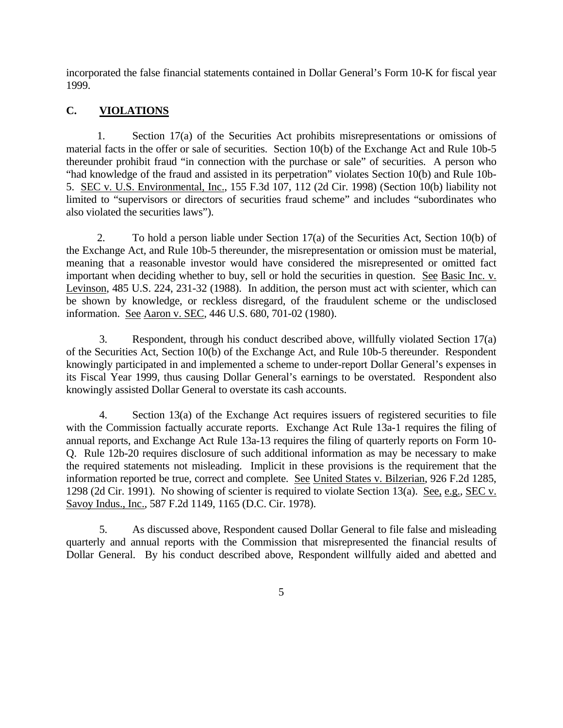incorporated the false financial statements contained in Dollar General's Form 10-K for fiscal year 1999.

### C. VIOLATIONS

1. Section 17(a) of the Securities Act prohibits misrepresentations or omissions of material facts in the offer or sale of securities. Section 10(b) of the Exchange Act and Rule 10b-5 thereunder prohibit fraud "in connection with the purchase or sale" of securities. A person who "had knowledge of the fraud and assisted in its perpetration" violates Section 10(b) and Rule 10b-5. SEC v. U.S. Environmental, Inc., 155 F.3d 107, 112 (2d Cir. 1998) (Section 10(b) liability not limited to "supervisors or directors of securities fraud scheme" and includes "subordinates who also violated the securities laws").

2. To hold a person liable under Section 17(a) of the Securities Act, Section 10(b) of the Exchange Act, and Rule 10b-5 thereunder, the misrepresentation or omission must be material, meaning that a reasonable investor would have considered the misrepresented or omitted fact important when deciding whether to buy, sell or hold the securities in question. See Basic Inc. v. Levinson, 485 U.S. 224, 231-32 (1988). In addition, the person must act with scienter, which can be shown by knowledge, or reckless disregard, of the fraudulent scheme or the undisclosed information. See Aaron v. SEC, 446 U.S. 680, 701-02 (1980).

3. Respondent, through his conduct described above, willfully violated Section 17(a) of the Securities Act, Section 10(b) of the Exchange Act, and Rule 10b-5 thereunder. Respondent knowingly participated in and implemented a scheme to under-report Dollar General's expenses in its Fiscal Year 1999, thus causing Dollar General's earnings to be overstated. Respondent also knowingly assisted Dollar General to overstate its cash accounts.

4. Section 13(a) of the Exchange Act requires issuers of registered securities to file with the Commission factually accurate reports. Exchange Act Rule 13a-1 requires the filing of annual reports, and Exchange Act Rule 13a-13 requires the filing of quarterly reports on Form 10-Q. Rule 12b-20 requires disclosure of such additional information as may be necessary to make the required statements not misleading. Implicit in these provisions is the requirement that the information reported be true, correct and complete. See United States v. Bilzerian, 926 F.2d 1285, 1298 (2d Cir. 1991). No showing of scienter is required to violate Section 13(a). See, e.g., SEC v. Savoy Indus., Inc., 587 F.2d 1149, 1165 (D.C. Cir. 1978).

5. As discussed above, Respondent caused Dollar General to file false and misleading quarterly and annual reports with the Commission that misrepresented the financial results of Dollar General. By his conduct described above, Respondent willfully aided and abetted and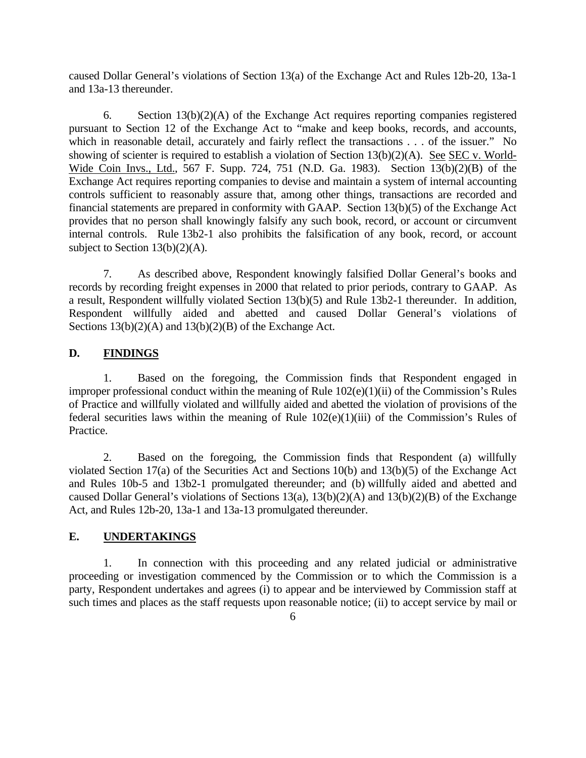caused Dollar General's violations of Section 13(a) of the Exchange Act and Rules 12b-20, 13a-1 and 13a-13 thereunder.

6. Section 13(b)(2)(A) of the Exchange Act requires reporting companies registered pursuant to Section 12 of the Exchange Act to "make and keep books, records, and accounts, which in reasonable detail, accurately and fairly reflect the transactions . . . of the issuer." No showing of scienter is required to establish a violation of Section 13(b)(2)(A). See SEC v. World-Wide Coin Invs., Ltd., 567 F. Supp. 724, 751 (N.D. Ga. 1983). Section 13(b)(2)(B) of the Exchange Act requires reporting companies to devise and maintain a system of internal accounting controls sufficient to reasonably assure that, among other things, transactions are recorded and financial statements are prepared in conformity with GAAP. Section 13(b)(5) of the Exchange Act provides that no person shall knowingly falsify any such book, record, or account or circumvent internal controls. Rule 13b2-1 also prohibits the falsification of any book, record, or account subject to Section 13(b)(2)(A).

7. As described above, Respondent knowingly falsified Dollar General's books and records by recording freight expenses in 2000 that related to prior periods, contrary to GAAP. As a result, Respondent willfully violated Section 13(b)(5) and Rule 13b2-1 thereunder. In addition, Respondent willfully aided and abetted and caused Dollar General's violations of Sections 13(b)(2)(A) and 13(b)(2)(B) of the Exchange Act.

## D. FINDINGS

1. Based on the foregoing, the Commission finds that Respondent engaged in improper professional conduct within the meaning of Rule 102(e)(1)(ii) of the Commission's Rules of Practice and willfully violated and willfully aided and abetted the violation of provisions of the federal securities laws within the meaning of Rule 102(e)(1)(iii) of the Commission's Rules of Practice.

2. Based on the foregoing, the Commission finds that Respondent (a) willfully violated Section 17(a) of the Securities Act and Sections 10(b) and 13(b)(5) of the Exchange Act and Rules 10b-5 and 13b2-1 promulgated thereunder; and (b) willfully aided and abetted and caused Dollar General's violations of Sections 13(a), 13(b)(2)(A) and 13(b)(2)(B) of the Exchange Act, and Rules 12b-20, 13a-1 and 13a-13 promulgated thereunder.

## E. UNDERTAKINGS

1. In connection with this proceeding and any related judicial or administrative proceeding or investigation commenced by the Commission or to which the Commission is a party, Respondent undertakes and agrees (i) to appear and be interviewed by Commission staff at such times and places as the staff requests upon reasonable notice; (ii) to accept service by mail or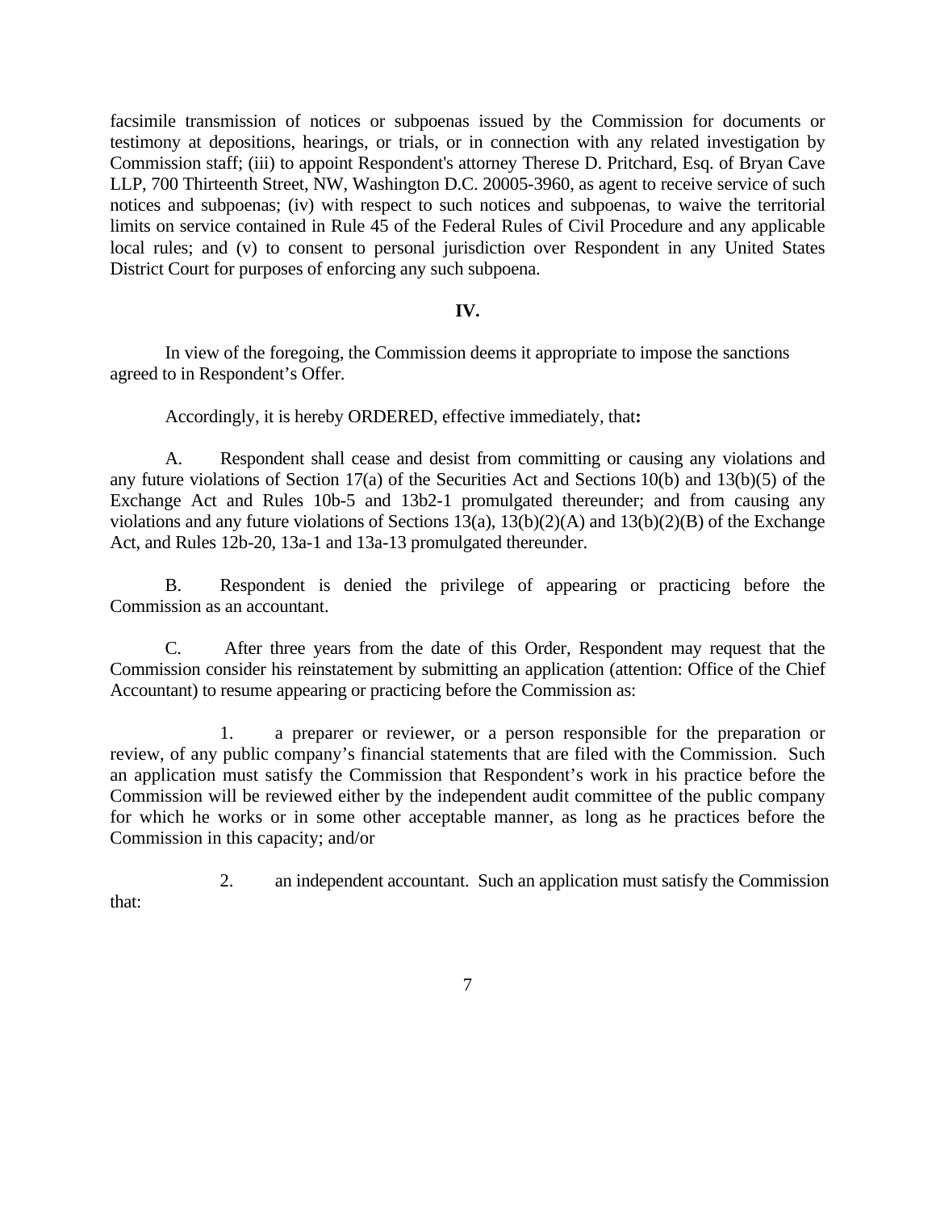facsimile transmission of notices or subpoenas issued by the Commission for documents or testimony at depositions, hearings, or trials, or in connection with any related investigation by Commission staff; (iii) to appoint Respondent's attorney Therese D. Pritchard, Esq. of Bryan Cave LLP, 700 Thirteenth Street, NW, Washington D.C. 20005-3960, as agent to receive service of such notices and subpoenas; (iv) with respect to such notices and subpoenas, to waive the territorial limits on service contained in Rule 45 of the Federal Rules of Civil Procedure and any applicable local rules; and (v) to consent to personal jurisdiction over Respondent in any United States District Court for purposes of enforcing any such subpoena.

**IV.**

In view of the foregoing, the Commission deems it appropriate to impose the sanctions agreed to in Respondent's Offer.

Accordingly, it is hereby ORDERED, effective immediately, that**:**

A. Respondent shall cease and desist from committing or causing any violations and any future violations of Section 17(a) of the Securities Act and Sections 10(b) and 13(b)(5) of the Exchange Act and Rules 10b-5 and 13b2-1 promulgated thereunder; and from causing any violations and any future violations of Sections 13(a), 13(b)(2)(A) and 13(b)(2)(B) of the Exchange Act, and Rules 12b-20, 13a-1 and 13a-13 promulgated thereunder.

B. Respondent is denied the privilege of appearing or practicing before the Commission as an accountant.

C. After three years from the date of this Order, Respondent may request that the Commission consider his reinstatement by submitting an application (attention: Office of the Chief Accountant) to resume appearing or practicing before the Commission as:

1. a preparer or reviewer, or a person responsible for the preparation or review, of any public company's financial statements that are filed with the Commission. Such an application must satisfy the Commission that Respondent's work in his practice before the Commission will be reviewed either by the independent audit committee of the public company for which he works or in some other acceptable manner, as long as he practices before the Commission in this capacity; and/or

2. an independent accountant. Such an application must satisfy the Commission that: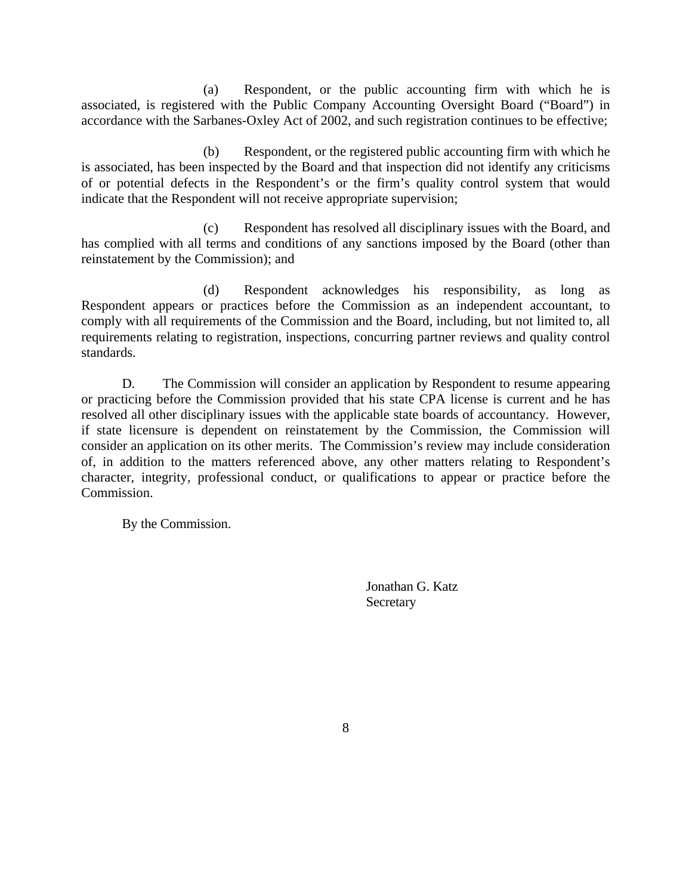(a) Respondent, or the public accounting firm with which he is associated, is registered with the Public Company Accounting Oversight Board ("Board") in accordance with the Sarbanes-Oxley Act of 2002, and such registration continues to be effective;

(b) Respondent, or the registered public accounting firm with which he is associated, has been inspected by the Board and that inspection did not identify any criticisms of or potential defects in the Respondent's or the firm's quality control system that would indicate that the Respondent will not receive appropriate supervision;

(c) Respondent has resolved all disciplinary issues with the Board, and has complied with all terms and conditions of any sanctions imposed by the Board (other than reinstatement by the Commission); and

(d) Respondent acknowledges his responsibility, as long as Respondent appears or practices before the Commission as an independent accountant, to comply with all requirements of the Commission and the Board, including, but not limited to, all requirements relating to registration, inspections, concurring partner reviews and quality control standards.

D. The Commission will consider an application by Respondent to resume appearing or practicing before the Commission provided that his state CPA license is current and he has resolved all other disciplinary issues with the applicable state boards of accountancy. However, if state licensure is dependent on reinstatement by the Commission, the Commission will consider an application on its other merits. The Commission's review may include consideration of, in addition to the matters referenced above, any other matters relating to Respondent's character, integrity, professional conduct, or qualifications to appear or practice before the Commission.

By the Commission.

Jonathan G. Katz
Secretary